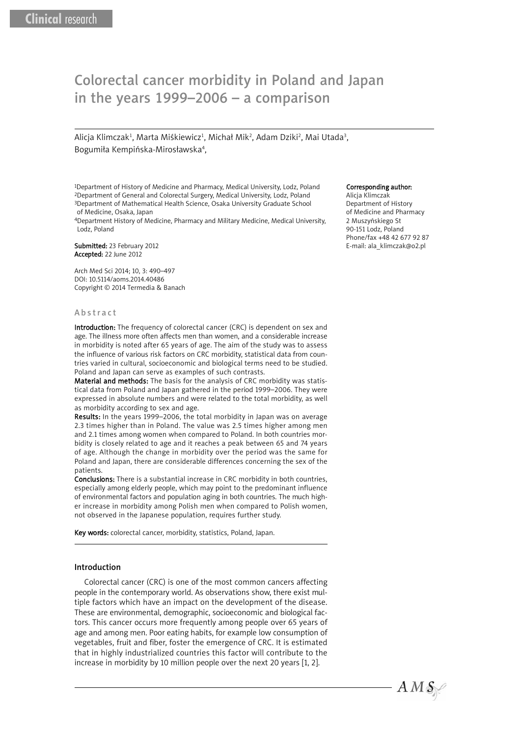Clinical research

# Colorectal cancer morbidity in Poland and Japan in the years 1999–2006 – a comparison

Alicja Klimczak[1], Marta Miśkiewicz[1], Michał Mik[2], Adam Dziki[2], Mai Utada[3], Bogumiła Kempińska-Mirosławska[4],

[1]Department of History of Medicine and Pharmacy, Medical University, Lodz, Poland
[2]Department of General and Colorectal Surgery, Medical University, Lodz, Poland
[3]Department of Mathematical Health Science, Osaka University Graduate School of Medicine, Osaka, Japan
[4]Department History of Medicine, Pharmacy and Military Medicine, Medical University, Lodz, Poland

**Submitted:** 23 February 2012
**Accepted:** 22 June 2012

Arch Med Sci 2014; 10, 3: 490–497
DOI: 10.5114/aoms.2014.40486
Copyright © 2014 Termedia & Banach

**Corresponding author:**
Alicja Klimczak
Department of History of Medicine and Pharmacy
2 Muszyńskiego St
90-151 Lodz, Poland
Phone/fax +48 42 677 92 87
E-mail: ala_klimczak@o2.pl

## Abstract

**Introduction:** The frequency of colorectal cancer (CRC) is dependent on sex and age. The illness more often affects men than women, and a considerable increase in morbidity is noted after 65 years of age. The aim of the study was to assess the influence of various risk factors on CRC morbidity, statistical data from countries varied in cultural, socioeconomic and biological terms need to be studied. Poland and Japan can serve as examples of such contrasts.

**Material and methods:** The basis for the analysis of CRC morbidity was statistical data from Poland and Japan gathered in the period 1999–2006. They were expressed in absolute numbers and were related to the total morbidity, as well as morbidity according to sex and age.

**Results:** In the years 1999–2006, the total morbidity in Japan was on average 2.3 times higher than in Poland. The value was 2.5 times higher among men and 2.1 times among women when compared to Poland. In both countries morbidity is closely related to age and it reaches a peak between 65 and 74 years of age. Although the change in morbidity over the period was the same for Poland and Japan, there are considerable differences concerning the sex of the patients.

**Conclusions:** There is a substantial increase in CRC morbidity in both countries, especially among elderly people, which may point to the predominant influence of environmental factors and population aging in both countries. The much higher increase in morbidity among Polish men when compared to Polish women, not observed in the Japanese population, requires further study.

**Key words:** colorectal cancer, morbidity, statistics, Poland, Japan.

## Introduction

Colorectal cancer (CRC) is one of the most common cancers affecting people in the contemporary world. As observations show, there exist multiple factors which have an impact on the development of the disease. These are environmental, demographic, socioeconomic and biological factors. This cancer occurs more frequently among people over 65 years of age and among men. Poor eating habits, for example low consumption of vegetables, fruit and fiber, foster the emergence of CRC. It is estimated that in highly industrialized countries this factor will contribute to the increase in morbidity by 10 million people over the next 20 years [1, 2].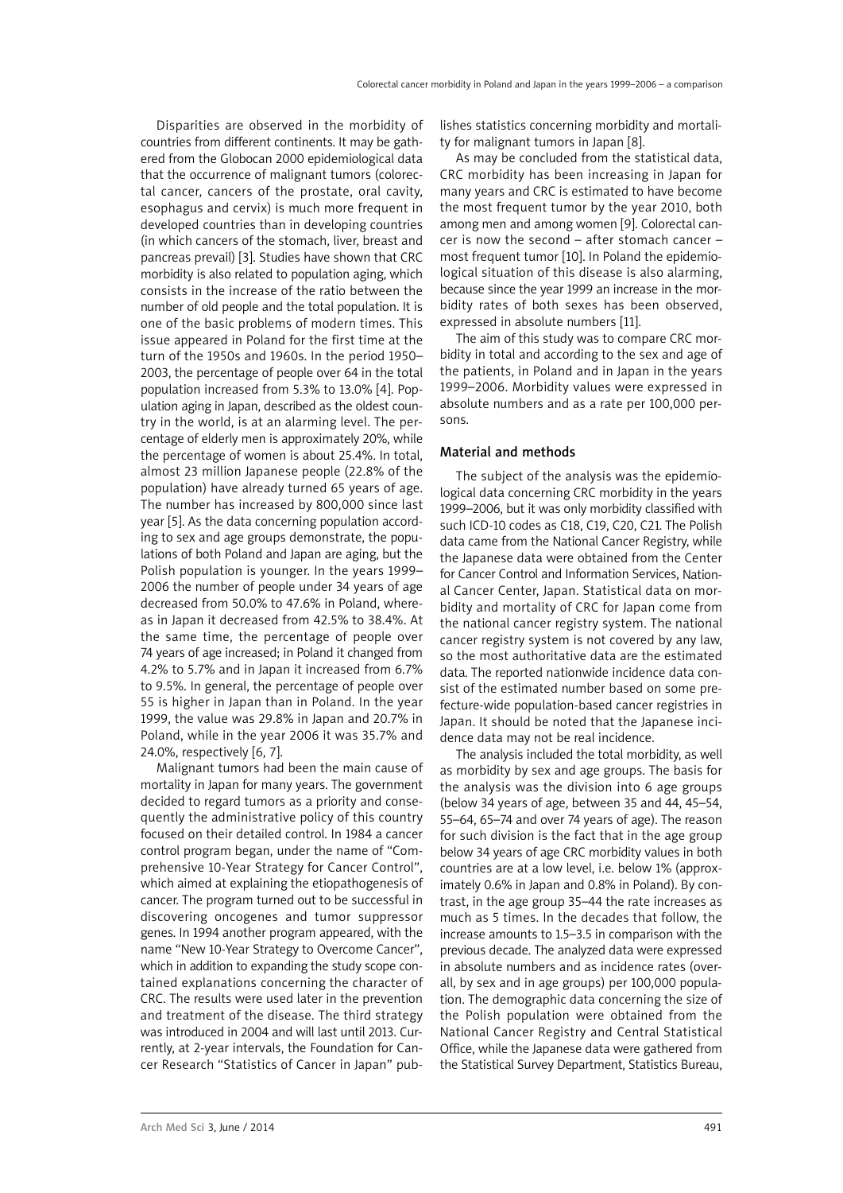Disparities are observed in the morbidity of countries from different continents. It may be gathered from the Globocan 2000 epidemiological data that the occurrence of malignant tumors (colorectal cancer, cancers of the prostate, oral cavity, esophagus and cervix) is much more frequent in developed countries than in developing countries (in which cancers of the stomach, liver, breast and pancreas prevail) [3]. Studies have shown that CRC morbidity is also related to population aging, which consists in the increase of the ratio between the number of old people and the total population. It is one of the basic problems of modern times. This issue appeared in Poland for the first time at the turn of the 1950s and 1960s. In the period 1950–2003, the percentage of people over 64 in the total population increased from 5.3% to 13.0% [4]. Population aging in Japan, described as the oldest country in the world, is at an alarming level. The percentage of elderly men is approximately 20%, while the percentage of women is about 25.4%. In total, almost 23 million Japanese people (22.8% of the population) have already turned 65 years of age. The number has increased by 800,000 since last year [5]. As the data concerning population according to sex and age groups demonstrate, the populations of both Poland and Japan are aging, but the Polish population is younger. In the years 1999–2006 the number of people under 34 years of age decreased from 50.0% to 47.6% in Poland, whereas in Japan it decreased from 42.5% to 38.4%. At the same time, the percentage of people over 74 years of age increased; in Poland it changed from 4.2% to 5.7% and in Japan it increased from 6.7% to 9.5%. In general, the percentage of people over 55 is higher in Japan than in Poland. In the year 1999, the value was 29.8% in Japan and 20.7% in Poland, while in the year 2006 it was 35.7% and 24.0%, respectively [6, 7].

Malignant tumors had been the main cause of mortality in Japan for many years. The government decided to regard tumors as a priority and consequently the administrative policy of this country focused on their detailed control. In 1984 a cancer control program began, under the name of "Comprehensive 10-Year Strategy for Cancer Control", which aimed at explaining the etiopathogenesis of cancer. The program turned out to be successful in discovering oncogenes and tumor suppressor genes. In 1994 another program appeared, with the name "New 10-Year Strategy to Overcome Cancer", which in addition to expanding the study scope contained explanations concerning the character of CRC. The results were used later in the prevention and treatment of the disease. The third strategy was introduced in 2004 and will last until 2013. Currently, at 2-year intervals, the Foundation for Cancer Research "Statistics of Cancer in Japan" publishes statistics concerning morbidity and mortality for malignant tumors in Japan [8].

As may be concluded from the statistical data, CRC morbidity has been increasing in Japan for many years and CRC is estimated to have become the most frequent tumor by the year 2010, both among men and among women [9]. Colorectal cancer is now the second – after stomach cancer – most frequent tumor [10]. In Poland the epidemiological situation of this disease is also alarming, because since the year 1999 an increase in the morbidity rates of both sexes has been observed, expressed in absolute numbers [11].

The aim of this study was to compare CRC morbidity in total and according to the sex and age of the patients, in Poland and in Japan in the years 1999–2006. Morbidity values were expressed in absolute numbers and as a rate per 100,000 persons.

## Material and methods

The subject of the analysis was the epidemiological data concerning CRC morbidity in the years 1999–2006, but it was only morbidity classified with such ICD-10 codes as C18, C19, C20, C21. The Polish data came from the National Cancer Registry, while the Japanese data were obtained from the Center for Cancer Control and Information Services, National Cancer Center, Japan. Statistical data on morbidity and mortality of CRC for Japan come from the national cancer registry system. The national cancer registry system is not covered by any law, so the most authoritative data are the estimated data. The reported nationwide incidence data consist of the estimated number based on some prefecture-wide population-based cancer registries in Japan. It should be noted that the Japanese incidence data may not be real incidence.

The analysis included the total morbidity, as well as morbidity by sex and age groups. The basis for the analysis was the division into 6 age groups (below 34 years of age, between 35 and 44, 45–54, 55–64, 65–74 and over 74 years of age). The reason for such division is the fact that in the age group below 34 years of age CRC morbidity values in both countries are at a low level, i.e. below 1% (approximately 0.6% in Japan and 0.8% in Poland). By contrast, in the age group 35–44 the rate increases as much as 5 times. In the decades that follow, the increase amounts to 1.5–3.5 in comparison with the previous decade. The analyzed data were expressed in absolute numbers and as incidence rates (overall, by sex and in age groups) per 100,000 population. The demographic data concerning the size of the Polish population were obtained from the National Cancer Registry and Central Statistical Office, while the Japanese data were gathered from the Statistical Survey Department, Statistics Bureau,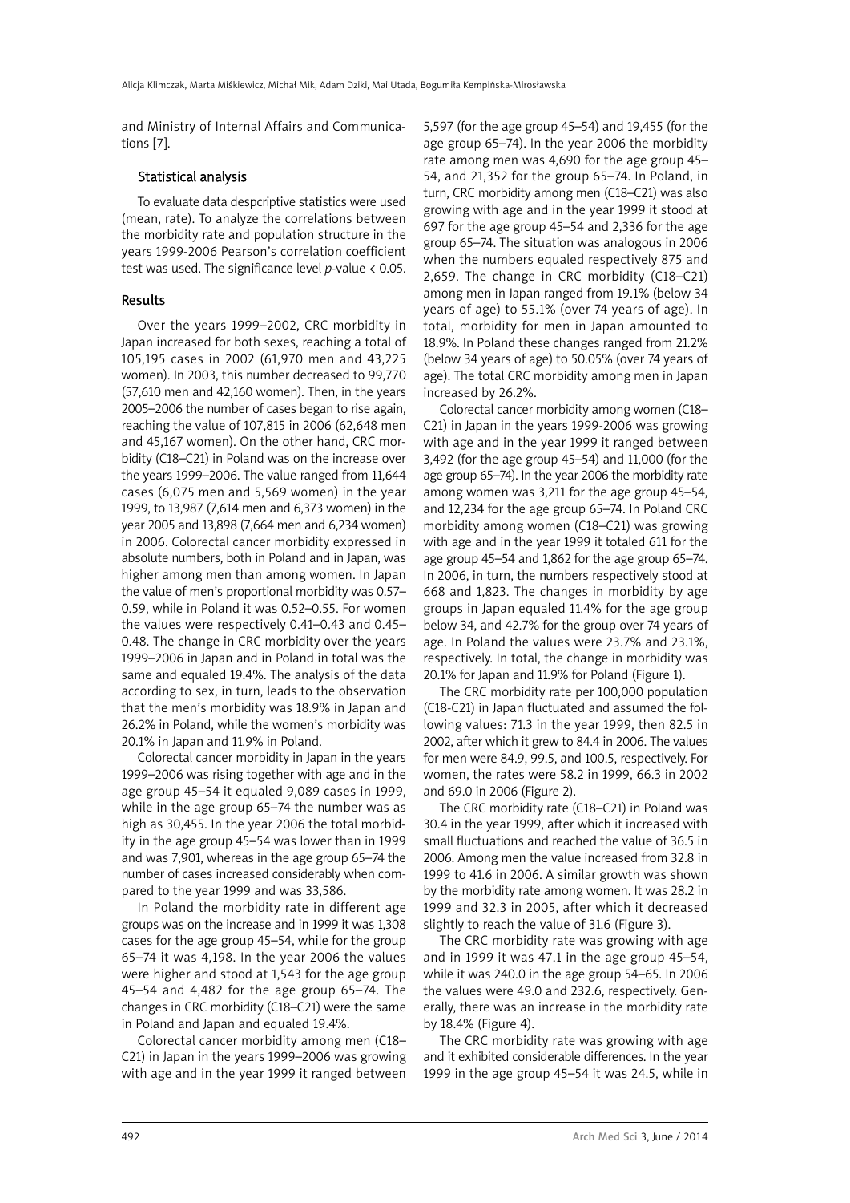and Ministry of Internal Affairs and Communications [7].

### Statistical analysis

To evaluate data despcriptive statistics were used (mean, rate). To analyze the correlations between the morbidity rate and population structure in the years 1999-2006 Pearson's correlation coefficient test was used. The significance level $p$-value < 0.05.

## Results

Over the years 1999–2002, CRC morbidity in Japan increased for both sexes, reaching a total of 105,195 cases in 2002 (61,970 men and 43,225 women). In 2003, this number decreased to 99,770 (57,610 men and 42,160 women). Then, in the years 2005–2006 the number of cases began to rise again, reaching the value of 107,815 in 2006 (62,648 men and 45,167 women). On the other hand, CRC morbidity (C18–C21) in Poland was on the increase over the years 1999–2006. The value ranged from 11,644 cases (6,075 men and 5,569 women) in the year 1999, to 13,987 (7,614 men and 6,373 women) in the year 2005 and 13,898 (7,664 men and 6,234 women) in 2006. Colorectal cancer morbidity expressed in absolute numbers, both in Poland and in Japan, was higher among men than among women. In Japan the value of men's proportional morbidity was 0.57–0.59, while in Poland it was 0.52–0.55. For women the values were respectively 0.41–0.43 and 0.45–0.48. The change in CRC morbidity over the years 1999–2006 in Japan and in Poland in total was the same and equaled 19.4%. The analysis of the data according to sex, in turn, leads to the observation that the men's morbidity was 18.9% in Japan and 26.2% in Poland, while the women's morbidity was 20.1% in Japan and 11.9% in Poland.

Colorectal cancer morbidity in Japan in the years 1999–2006 was rising together with age and in the age group 45–54 it equaled 9,089 cases in 1999, while in the age group 65–74 the number was as high as 30,455. In the year 2006 the total morbidity in the age group 45–54 was lower than in 1999 and was 7,901, whereas in the age group 65–74 the number of cases increased considerably when compared to the year 1999 and was 33,586.

In Poland the morbidity rate in different age groups was on the increase and in 1999 it was 1,308 cases for the age group 45–54, while for the group 65–74 it was 4,198. In the year 2006 the values were higher and stood at 1,543 for the age group 45–54 and 4,482 for the age group 65–74. The changes in CRC morbidity (C18–C21) were the same in Poland and Japan and equaled 19.4%.

Colorectal cancer morbidity among men (C18–C21) in Japan in the years 1999–2006 was growing with age and in the year 1999 it ranged between 5,597 (for the age group 45–54) and 19,455 (for the age group 65–74). In the year 2006 the morbidity rate among men was 4,690 for the age group 45–54, and 21,352 for the group 65–74. In Poland, in turn, CRC morbidity among men (C18–C21) was also growing with age and in the year 1999 it stood at 697 for the age group 45–54 and 2,336 for the age group 65–74. The situation was analogous in 2006 when the numbers equaled respectively 875 and 2,659. The change in CRC morbidity (C18–C21) among men in Japan ranged from 19.1% (below 34 years of age) to 55.1% (over 74 years of age). In total, morbidity for men in Japan amounted to 18.9%. In Poland these changes ranged from 21.2% (below 34 years of age) to 50.05% (over 74 years of age). The total CRC morbidity among men in Japan increased by 26.2%.

Colorectal cancer morbidity among women (C18–C21) in Japan in the years 1999-2006 was growing with age and in the year 1999 it ranged between 3,492 (for the age group 45–54) and 11,000 (for the age group 65–74). In the year 2006 the morbidity rate among women was 3,211 for the age group 45–54, and 12,234 for the age group 65–74. In Poland CRC morbidity among women (C18–C21) was growing with age and in the year 1999 it totaled 611 for the age group 45–54 and 1,862 for the age group 65–74. In 2006, in turn, the numbers respectively stood at 668 and 1,823. The changes in morbidity by age groups in Japan equaled 11.4% for the age group below 34, and 42.7% for the group over 74 years of age. In Poland the values were 23.7% and 23.1%, respectively. In total, the change in morbidity was 20.1% for Japan and 11.9% for Poland (Figure 1).

The CRC morbidity rate per 100,000 population (C18-C21) in Japan fluctuated and assumed the following values: 71.3 in the year 1999, then 82.5 in 2002, after which it grew to 84.4 in 2006. The values for men were 84.9, 99.5, and 100.5, respectively. For women, the rates were 58.2 in 1999, 66.3 in 2002 and 69.0 in 2006 (Figure 2).

The CRC morbidity rate (C18–C21) in Poland was 30.4 in the year 1999, after which it increased with small fluctuations and reached the value of 36.5 in 2006. Among men the value increased from 32.8 in 1999 to 41.6 in 2006. A similar growth was shown by the morbidity rate among women. It was 28.2 in 1999 and 32.3 in 2005, after which it decreased slightly to reach the value of 31.6 (Figure 3).

The CRC morbidity rate was growing with age and in 1999 it was 47.1 in the age group 45–54, while it was 240.0 in the age group 54–65. In 2006 the values were 49.0 and 232.6, respectively. Generally, there was an increase in the morbidity rate by 18.4% (Figure 4).

The CRC morbidity rate was growing with age and it exhibited considerable differences. In the year 1999 in the age group 45–54 it was 24.5, while in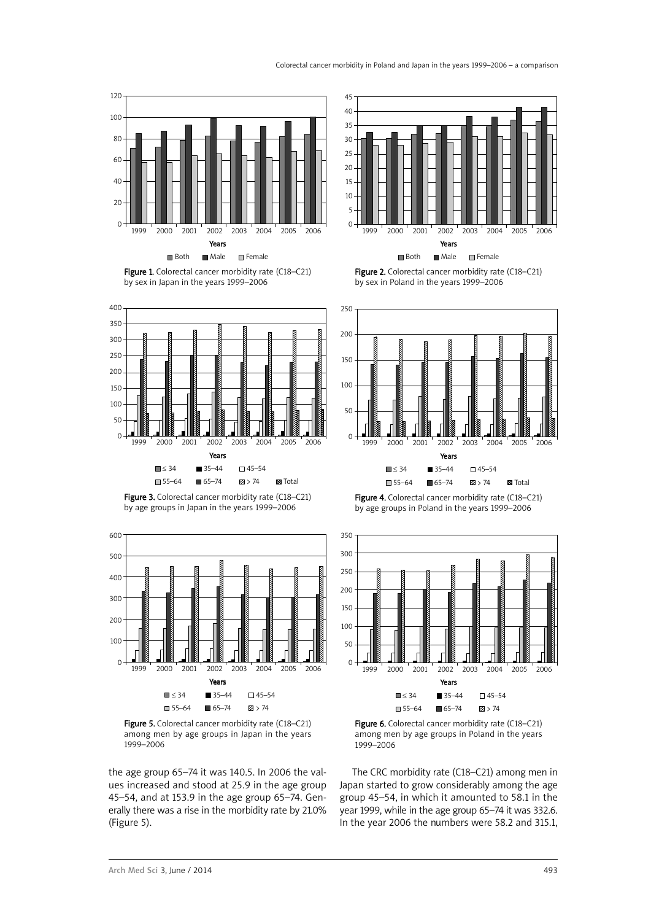Figure 1. Colorectal cancer morbidity rate (C18–C21) by sex in Japan in the years 1999–2006

Figure 2. Colorectal cancer morbidity rate (C18–C21) by sex in Poland in the years 1999–2006

Figure 3. Colorectal cancer morbidity rate (C18–C21) by age groups in Japan in the years 1999–2006

Figure 4. Colorectal cancer morbidity rate (C18–C21) by age groups in Poland in the years 1999–2006

Figure 5. Colorectal cancer morbidity rate (C18–C21) among men by age groups in Japan in the years 1999–2006

Figure 6. Colorectal cancer morbidity rate (C18–C21) among men by age groups in Poland in the years 1999–2006

the age group 65–74 it was 140.5. In 2006 the values increased and stood at 25.9 in the age group 45–54, and at 153.9 in the age group 65–74. Generally there was a rise in the morbidity rate by 21.0% (Figure 5).

The CRC morbidity rate (C18–C21) among men in Japan started to grow considerably among the age group 45–54, in which it amounted to 58.1 in the year 1999, while in the age group 65–74 it was 332.6. In the year 2006 the numbers were 58.2 and 315.1,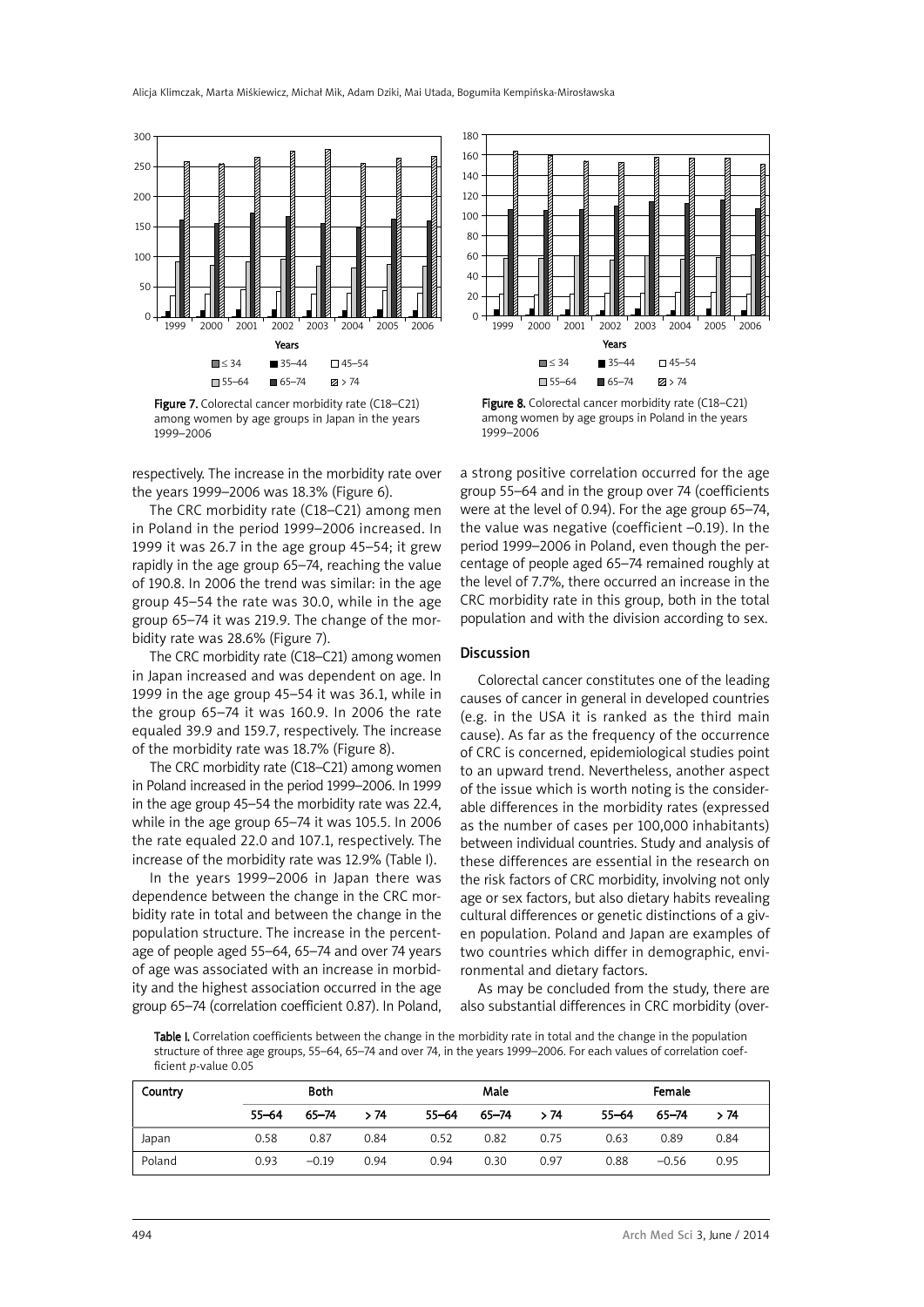Figure 7. Colorectal cancer morbidity rate (C18–C21) among women by age groups in Japan in the years 1999–2006

Figure 8. Colorectal cancer morbidity rate (C18–C21) among women by age groups in Poland in the years 1999–2006

respectively. The increase in the morbidity rate over the years 1999–2006 was 18.3% (Figure 6).

The CRC morbidity rate (C18–C21) among men in Poland in the period 1999–2006 increased. In 1999 it was 26.7 in the age group 45–54; it grew rapidly in the age group 65–74, reaching the value of 190.8. In 2006 the trend was similar: in the age group 45–54 the rate was 30.0, while in the age group 65–74 it was 219.9. The change of the morbidity rate was 28.6% (Figure 7).

The CRC morbidity rate (C18–C21) among women in Japan increased and was dependent on age. In 1999 in the age group 45–54 it was 36.1, while in the group 65–74 it was 160.9. In 2006 the rate equaled 39.9 and 159.7, respectively. The increase of the morbidity rate was 18.7% (Figure 8).

The CRC morbidity rate (C18–C21) among women in Poland increased in the period 1999–2006. In 1999 in the age group 45–54 the morbidity rate was 22.4, while in the age group 65–74 it was 105.5. In 2006 the rate equaled 22.0 and 107.1, respectively. The increase of the morbidity rate was 12.9% (Table I).

In the years 1999–2006 in Japan there was dependence between the change in the CRC morbidity rate in total and between the change in the population structure. The increase in the percentage of people aged 55–64, 65–74 and over 74 years of age was associated with an increase in morbidity and the highest association occurred in the age group 65–74 (correlation coefficient 0.87). In Poland, a strong positive correlation occurred for the age group 55–64 and in the group over 74 (coefficients were at the level of 0.94). For the age group 65–74, the value was negative (coefficient –0.19). In the period 1999–2006 in Poland, even though the percentage of people aged 65–74 remained roughly at the level of 7.7%, there occurred an increase in the CRC morbidity rate in this group, both in the total population and with the division according to sex.

## Discussion

Colorectal cancer constitutes one of the leading causes of cancer in general in developed countries (e.g. in the USA it is ranked as the third main cause). As far as the frequency of the occurrence of CRC is concerned, epidemiological studies point to an upward trend. Nevertheless, another aspect of the issue which is worth noting is the considerable differences in the morbidity rates (expressed as the number of cases per 100,000 inhabitants) between individual countries. Study and analysis of these differences are essential in the research on the risk factors of CRC morbidity, involving not only age or sex factors, but also dietary habits revealing cultural differences or genetic distinctions of a given population. Poland and Japan are examples of two countries which differ in demographic, environmental and dietary factors.

As may be concluded from the study, there are also substantial differences in CRC morbidity (over-

**Table I.** Correlation coefficients between the change in the morbidity rate in total and the change in the population structure of three age groups, 55–64, 65–74 and over 74, in the years 1999–2006. For each values of correlation coefficient *p*-value 0.05

| Country | Both | | | Male | | | Female | | |
|---|---|---|---|---|---|---|---|---|---|
| | 55–64 | 65–74 | > 74 | 55–64 | 65–74 | > 74 | 55–64 | 65–74 | > 74 |
| Japan | 0.58 | 0.87 | 0.84 | 0.52 | 0.82 | 0.75 | 0.63 | 0.89 | 0.84 |
| Poland | 0.93 | –0.19 | 0.94 | 0.94 | 0.30 | 0.97 | 0.88 | –0.56 | 0.95 |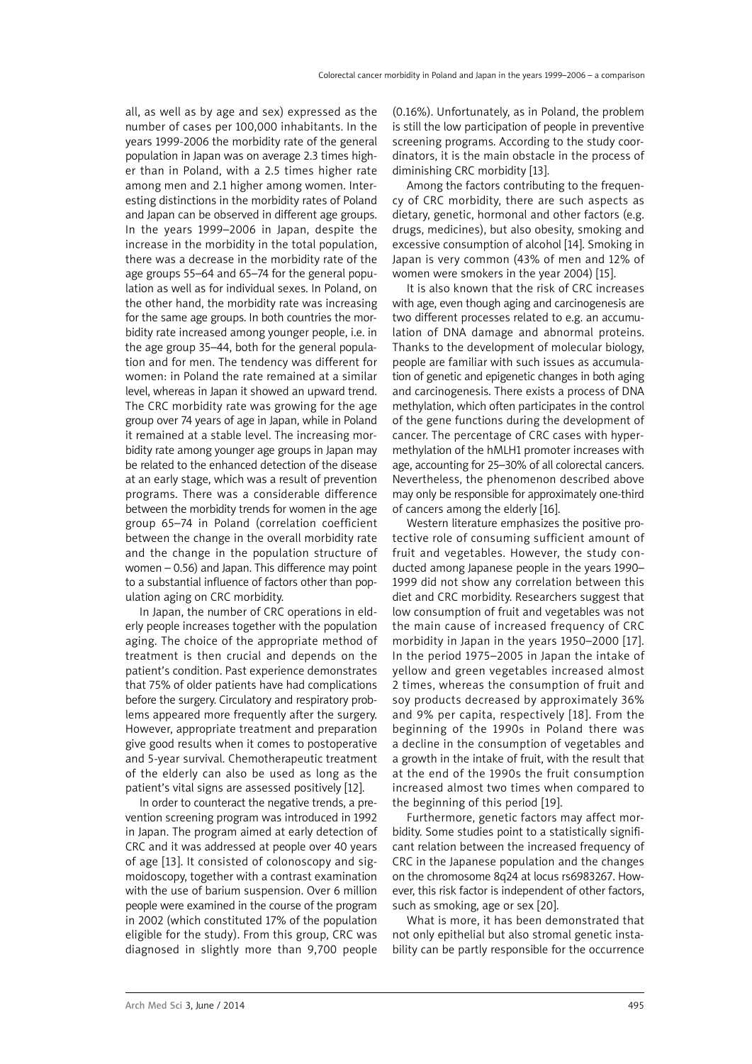all, as well as by age and sex) expressed as the number of cases per 100,000 inhabitants. In the years 1999-2006 the morbidity rate of the general population in Japan was on average 2.3 times higher than in Poland, with a 2.5 times higher rate among men and 2.1 higher among women. Interesting distinctions in the morbidity rates of Poland and Japan can be observed in different age groups. In the years 1999–2006 in Japan, despite the increase in the morbidity in the total population, there was a decrease in the morbidity rate of the age groups 55–64 and 65–74 for the general population as well as for individual sexes. In Poland, on the other hand, the morbidity rate was increasing for the same age groups. In both countries the morbidity rate increased among younger people, i.e. in the age group 35–44, both for the general population and for men. The tendency was different for women: in Poland the rate remained at a similar level, whereas in Japan it showed an upward trend. The CRC morbidity rate was growing for the age group over 74 years of age in Japan, while in Poland it remained at a stable level. The increasing morbidity rate among younger age groups in Japan may be related to the enhanced detection of the disease at an early stage, which was a result of prevention programs. There was a considerable difference between the morbidity trends for women in the age group 65–74 in Poland (correlation coefficient between the change in the overall morbidity rate and the change in the population structure of women – 0.56) and Japan. This difference may point to a substantial influence of factors other than population aging on CRC morbidity.

In Japan, the number of CRC operations in elderly people increases together with the population aging. The choice of the appropriate method of treatment is then crucial and depends on the patient's condition. Past experience demonstrates that 75% of older patients have had complications before the surgery. Circulatory and respiratory problems appeared more frequently after the surgery. However, appropriate treatment and preparation give good results when it comes to postoperative and 5-year survival. Chemotherapeutic treatment of the elderly can also be used as long as the patient's vital signs are assessed positively [12].

In order to counteract the negative trends, a prevention screening program was introduced in 1992 in Japan. The program aimed at early detection of CRC and it was addressed at people over 40 years of age [13]. It consisted of colonoscopy and sigmoidoscopy, together with a contrast examination with the use of barium suspension. Over 6 million people were examined in the course of the program in 2002 (which constituted 17% of the population eligible for the study). From this group, CRC was diagnosed in slightly more than 9,700 people (0.16%). Unfortunately, as in Poland, the problem is still the low participation of people in preventive screening programs. According to the study coordinators, it is the main obstacle in the process of diminishing CRC morbidity [13].

Among the factors contributing to the frequency of CRC morbidity, there are such aspects as dietary, genetic, hormonal and other factors (e.g. drugs, medicines), but also obesity, smoking and excessive consumption of alcohol [14]. Smoking in Japan is very common (43% of men and 12% of women were smokers in the year 2004) [15].

It is also known that the risk of CRC increases with age, even though aging and carcinogenesis are two different processes related to e.g. an accumulation of DNA damage and abnormal proteins. Thanks to the development of molecular biology, people are familiar with such issues as accumulation of genetic and epigenetic changes in both aging and carcinogenesis. There exists a process of DNA methylation, which often participates in the control of the gene functions during the development of cancer. The percentage of CRC cases with hypermethylation of the hMLH1 promoter increases with age, accounting for 25–30% of all colorectal cancers. Nevertheless, the phenomenon described above may only be responsible for approximately one-third of cancers among the elderly [16].

Western literature emphasizes the positive protective role of consuming sufficient amount of fruit and vegetables. However, the study conducted among Japanese people in the years 1990–1999 did not show any correlation between this diet and CRC morbidity. Researchers suggest that low consumption of fruit and vegetables was not the main cause of increased frequency of CRC morbidity in Japan in the years 1950–2000 [17]. In the period 1975–2005 in Japan the intake of yellow and green vegetables increased almost 2 times, whereas the consumption of fruit and soy products decreased by approximately 36% and 9% per capita, respectively [18]. From the beginning of the 1990s in Poland there was a decline in the consumption of vegetables and a growth in the intake of fruit, with the result that at the end of the 1990s the fruit consumption increased almost two times when compared to the beginning of this period [19].

Furthermore, genetic factors may affect morbidity. Some studies point to a statistically significant relation between the increased frequency of CRC in the Japanese population and the changes on the chromosome 8q24 at locus rs6983267. However, this risk factor is independent of other factors, such as smoking, age or sex [20].

What is more, it has been demonstrated that not only epithelial but also stromal genetic instability can be partly responsible for the occurrence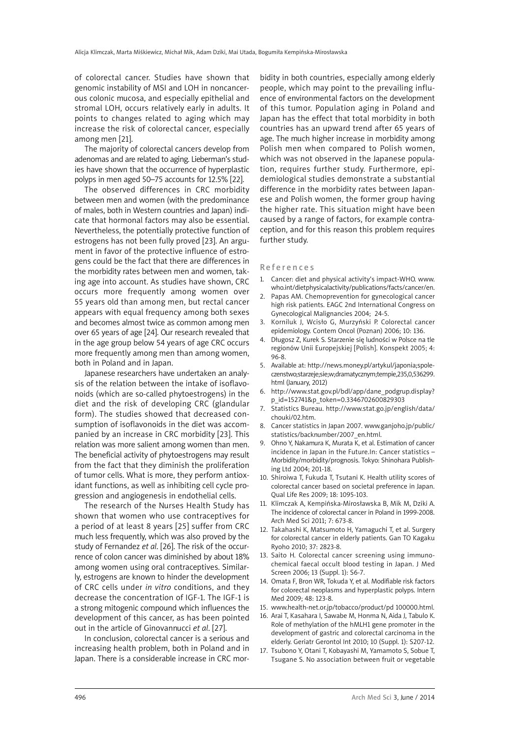of colorectal cancer. Studies have shown that genomic instability of MSI and LOH in noncancerous colonic mucosa, and especially epithelial and stromal LOH, occurs relatively early in adults. It points to changes related to aging which may increase the risk of colorectal cancer, especially among men [21].

The majority of colorectal cancers develop from adenomas and are related to aging. Lieberman's studies have shown that the occurrence of hyperplastic polyps in men aged 50–75 accounts for 12.5% [22].

The observed differences in CRC morbidity between men and women (with the predominance of males, both in Western countries and Japan) indicate that hormonal factors may also be essential. Nevertheless, the potentially protective function of estrogens has not been fully proved [23]. An argument in favor of the protective influence of estrogens could be the fact that there are differences in the morbidity rates between men and women, taking age into account. As studies have shown, CRC occurs more frequently among women over 55 years old than among men, but rectal cancer appears with equal frequency among both sexes and becomes almost twice as common among men over 65 years of age [24]. Our research revealed that in the age group below 54 years of age CRC occurs more frequently among men than among women, both in Poland and in Japan.

Japanese researchers have undertaken an analysis of the relation between the intake of isoflavonoids (which are so-called phytoestrogens) in the diet and the risk of developing CRC (glandular form). The studies showed that decreased consumption of isoflavonoids in the diet was accompanied by an increase in CRC morbidity [23]. This relation was more salient among women than men. The beneficial activity of phytoestrogens may result from the fact that they diminish the proliferation of tumor cells. What is more, they perform antioxidant functions, as well as inhibiting cell cycle progression and angiogenesis in endothelial cells.

The research of the Nurses Health Study has shown that women who use contraceptives for a period of at least 8 years [25] suffer from CRC much less frequently, which was also proved by the study of Fernandez *et al*. [26]. The risk of the occurrence of colon cancer was diminished by about 18% among women using oral contraceptives. Similarly, estrogens are known to hinder the development of CRC cells under *in vitro* conditions, and they decrease the concentration of IGF-1. The IGF-1 is a strong mitogenic compound which influences the development of this cancer, as has been pointed out in the article of Ginovannucci *et al*. [27].

In conclusion, colorectal cancer is a serious and increasing health problem, both in Poland and in Japan. There is a considerable increase in CRC morbidity in both countries, especially among elderly people, which may point to the prevailing influence of environmental factors on the development of this tumor. Population aging in Poland and Japan has the effect that total morbidity in both countries has an upward trend after 65 years of age. The much higher increase in morbidity among Polish men when compared to Polish women, which was not observed in the Japanese population, requires further study. Furthermore, epidemiological studies demonstrate a substantial difference in the morbidity rates between Japanese and Polish women, the former group having the higher rate. This situation might have been caused by a range of factors, for example contraception, and for this reason this problem requires further study.

## References

1. Cancer: diet and physical activity's impact-WHO. www.who.int/dietphysicalactivity/publications/facts/cancer/en.
2. Papas AM. Chemoprevention for gynecological cancer high risk patients. EAGC 2nd International Congress on Gynecological Malignancies 2004; 24-5.
3. Korniluk J, Wcisło G, Murzyński P. Colorectal cancer epidemiology. Contem Oncol (Poznan) 2006; 10: 136.
4. Długosz Z, Kurek S. Starzenie się ludności w Polsce na tle regionów Unii Europejskiej [Polish]. Konspekt 2005; 4: 96-8.
5. Available at: http://news.money.pl/artykul/japonia;spoleczenstwo;starzeje;sie;w;dramatycznym;tempie,235,0,536299.html (January, 2012)
6. http://www.stat.gov.pl/bdl/app/dane_podgrup.display?p_id=152741&p_token=0.3346702600829303
7. Statistics Bureau. http://www.stat.go.jp/english/data/chouki/02.htm.
8. Cancer statistics in Japan 2007. www.ganjoho.jp/public/statistics/backnumber/2007_en.html.
9. Ohno Y, Nakamura K, Murata K, et al. Estimation of cancer incidence in Japan in the Future.In: Cancer statistics – Morbidity/morbidity/prognosis. Tokyo: Shinohara Publishing Ltd 2004; 201-18.
10. Shiroiwa T, Fukuda T, Tsutani K. Health utility scores of colorectal cancer based on societal preference in Japan. Qual Life Res 2009; 18: 1095-103.
11. Klimczak A, Kempińska-Mirosławska B, Mik M, Dziki A. The incidence of colorectal cancer in Poland in 1999-2008. Arch Med Sci 2011; 7: 673-8.
12. Takahashi K, Matsumoto H, Yamaguchi T, et al. Surgery for colorectal cancer in elderly patients. Gan TO Kagaku Ryoho 2010; 37: 2823-8.
13. Saito H. Colorectal cancer screening using immunochemical faecal occult blood testing in Japan. J Med Screen 2006; 13 (Suppl. 1): S6-7.
14. Omata F, Bron WR, Tokuda Y, et al. Modifiable risk factors for colorectal neoplasms and hyperplastic polyps. Intern Med 2009; 48: 123-8.
15. www.health-net.or.jp/tobacco/product/pd 100000.html.
16. Arai T, Kasahara I, Sawabe M, Honma N, Aida J, Tabulo K. Role of methylation of the hMLH1 gene promoter in the development of gastric and colorectal carcinoma in the elderly. Geriatr Gerontol Int 2010; 10 (Suppl. 1): S207-12.
17. Tsubono Y, Otani T, Kobayashi M, Yamamoto S, Sobue T, Tsugane S. No association between fruit or vegetable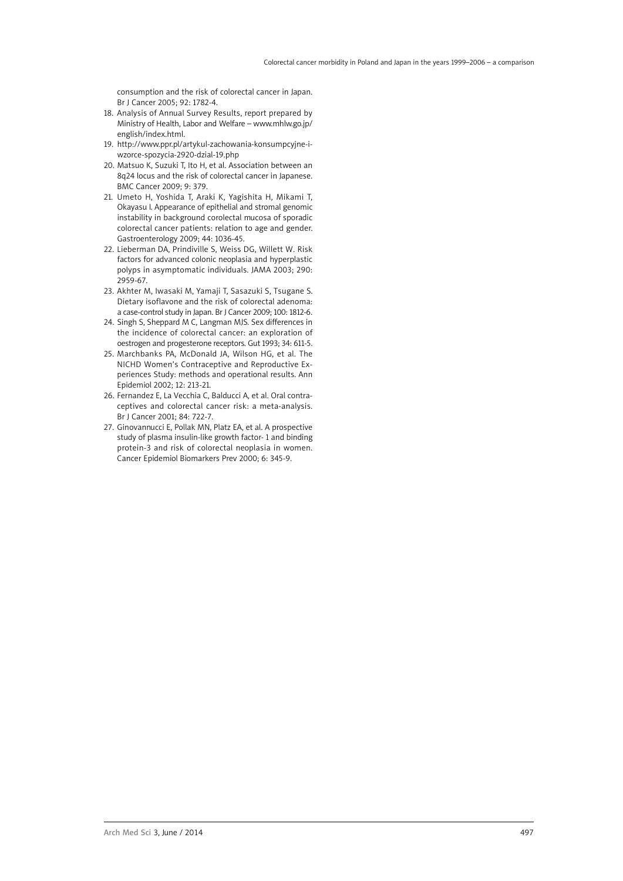consumption and the risk of colorectal cancer in Japan. Br J Cancer 2005; 92: 1782-4.

18. Analysis of Annual Survey Results, report prepared by Ministry of Health, Labor and Welfare – www.mhlw.go.jp/english/index.html.
19. http://www.ppr.pl/artykul-zachowania-konsumpcyjne-i-wzorce-spozycia-2920-dzial-19.php
20. Matsuo K, Suzuki T, Ito H, et al. Association between an 8q24 locus and the risk of colorectal cancer in Japanese. BMC Cancer 2009; 9: 379.
21. Umeto H, Yoshida T, Araki K, Yagishita H, Mikami T, Okayasu I. Appearance of epithelial and stromal genomic instability in background corolectal mucosa of sporadic colorectal cancer patients: relation to age and gender. Gastroenterology 2009; 44: 1036-45.
22. Lieberman DA, Prindiville S, Weiss DG, Willett W. Risk factors for advanced colonic neoplasia and hyperplastic polyps in asymptomatic individuals. JAMA 2003; 290: 2959-67.
23. Akhter M, Iwasaki M, Yamaji T, Sasazuki S, Tsugane S. Dietary isoflavone and the risk of colorectal adenoma: a case-control study in Japan. Br J Cancer 2009; 100: 1812-6.
24. Singh S, Sheppard M C, Langman MJS. Sex differences in the incidence of colorectal cancer: an exploration of oestrogen and progesterone receptors. Gut 1993; 34: 611-5.
25. Marchbanks PA, McDonald JA, Wilson HG, et al. The NICHD Women's Contraceptive and Reproductive Experiences Study: methods and operational results. Ann Epidemiol 2002; 12: 213-21.
26. Fernandez E, La Vecchia C, Balducci A, et al. Oral contraceptives and colorectal cancer risk: a meta-analysis. Br J Cancer 2001; 84: 722-7.
27. Ginovannucci E, Pollak MN, Platz EA, et al. A prospective study of plasma insulin-like growth factor- 1 and binding protein-3 and risk of colorectal neoplasia in women. Cancer Epidemiol Biomarkers Prev 2000; 6: 345-9.